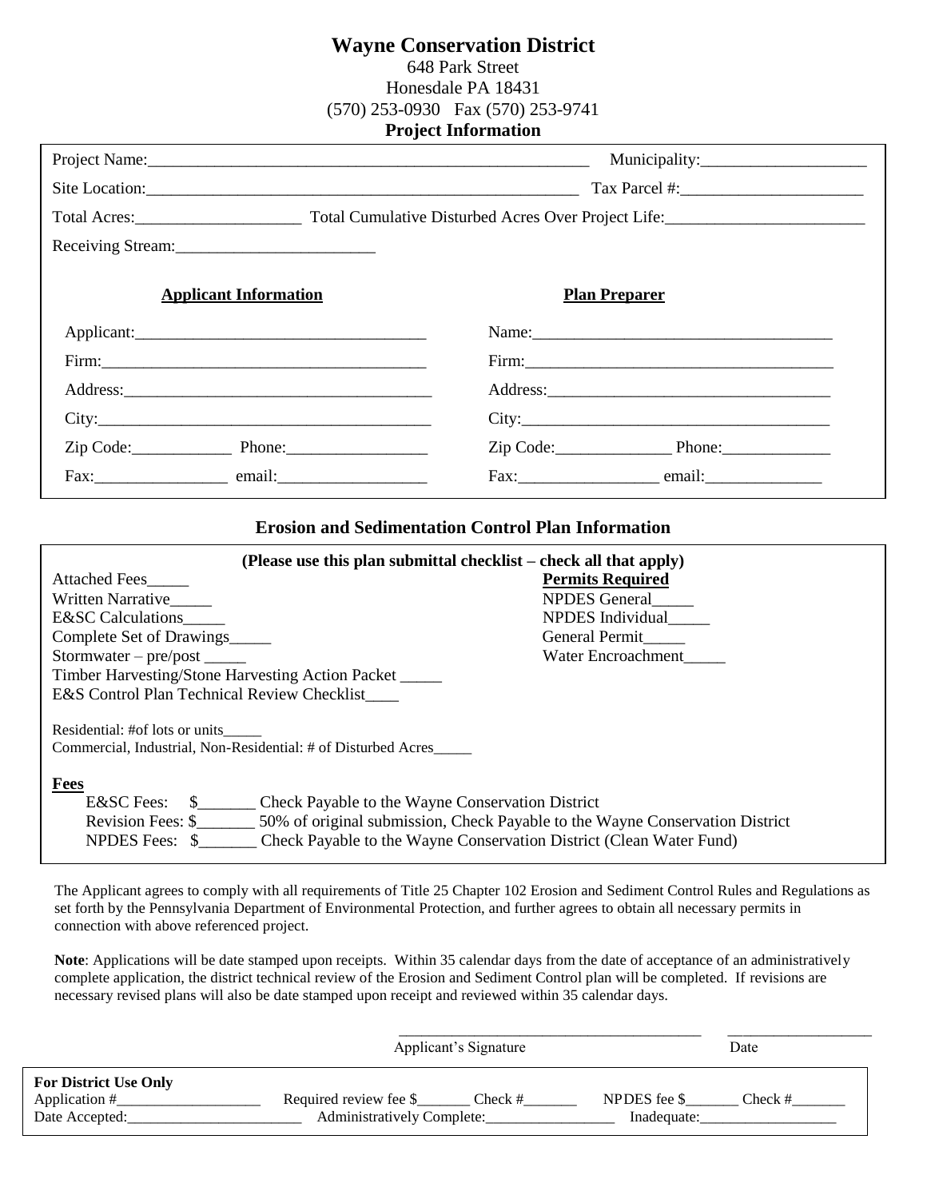# Wayne Conservation District

648 Park Street
Honesdale PA 18431
(570) 253-0930 Fax (570) 253-9741

## Project Information

Project Name:_______________________________________________ Municipality:___________________

Site Location:_______________________________________________ Tax Parcel #:____________________

Total Acres:___________________ Total Cumulative Disturbed Acres Over Project Life:_______________________

Receiving Stream:_______________________

| **Applicant Information** | **Plan Preparer** |
|---|---|
| Applicant:_________________________________ | Name:___________________________________ |
| Firm:_____________________________________ | Firm:___________________________________ |
| Address:__________________________________ | Address:_________________________________ |
| City:_____________________________________ | City:___________________________________ |
| Zip Code:___________ Phone:________________ | Zip Code:_____________ Phone:____________ |
| Fax:_______________ email:_________________ | Fax:________________ email:_____________ |

## Erosion and Sedimentation Control Plan Information

**(Please use this plan submittal checklist – check all that apply)**

Attached Fees_____
Written Narrative_____
E&SC Calculations_____
Complete Set of Drawings_____
Stormwater – pre/post _____
Timber Harvesting/Stone Harvesting Action Packet _____
E&S Control Plan Technical Review Checklist____

**Permits Required**
NPDES General_____
NPDES Individual_____
General Permit_____
Water Encroachment_____

Residential: #of lots or units_____
Commercial, Industrial, Non-Residential: # of Disturbed Acres_____

**Fees**

E&SC Fees: $_______ Check Payable to the Wayne Conservation District
Revision Fees: $_______ 50% of original submission, Check Payable to the Wayne Conservation District
NPDES Fees: $_______ Check Payable to the Wayne Conservation District (Clean Water Fund)

The Applicant agrees to comply with all requirements of Title 25 Chapter 102 Erosion and Sediment Control Rules and Regulations as set forth by the Pennsylvania Department of Environmental Protection, and further agrees to obtain all necessary permits in connection with above referenced project.

**Note**: Applications will be date stamped upon receipts. Within 35 calendar days from the date of acceptance of an administratively complete application, the district technical review of the Erosion and Sediment Control plan will be completed. If revisions are necessary revised plans will also be date stamped upon receipt and reviewed within 35 calendar days.

_______________________________________ ___________________
Applicant's Signature Date

**For District Use Only**
Application #___________________ Required review fee $_______ Check #_______ NPDES fee $_______ Check #_______
Date Accepted:_____________________ Administratively Complete:________________ Inadequate:_________________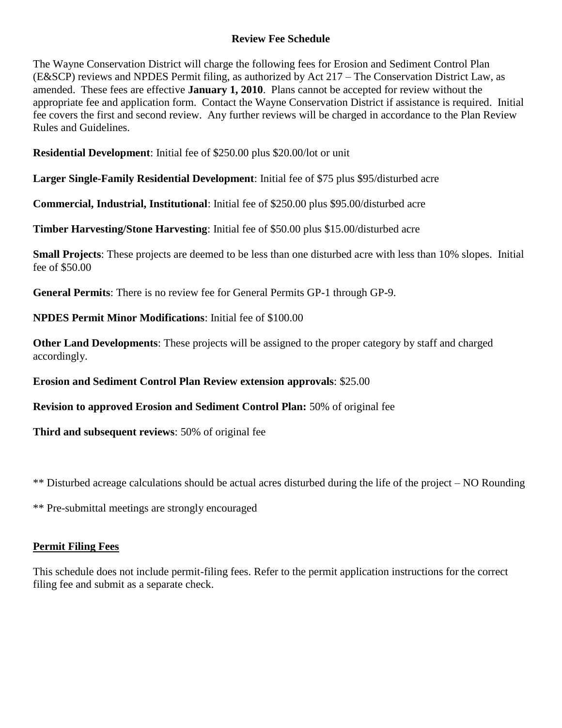## Review Fee Schedule

The Wayne Conservation District will charge the following fees for Erosion and Sediment Control Plan (E&SCP) reviews and NPDES Permit filing, as authorized by Act 217 – The Conservation District Law, as amended. These fees are effective **January 1, 2010**. Plans cannot be accepted for review without the appropriate fee and application form. Contact the Wayne Conservation District if assistance is required. Initial fee covers the first and second review. Any further reviews will be charged in accordance to the Plan Review Rules and Guidelines.

**Residential Development**: Initial fee of $250.00 plus $20.00/lot or unit

**Larger Single-Family Residential Development**: Initial fee of $75 plus $95/disturbed acre

**Commercial, Industrial, Institutional**: Initial fee of $250.00 plus $95.00/disturbed acre

**Timber Harvesting/Stone Harvesting**: Initial fee of $50.00 plus $15.00/disturbed acre

**Small Projects**: These projects are deemed to be less than one disturbed acre with less than 10% slopes. Initial fee of $50.00

**General Permits**: There is no review fee for General Permits GP-1 through GP-9.

**NPDES Permit Minor Modifications**: Initial fee of $100.00

**Other Land Developments**: These projects will be assigned to the proper category by staff and charged accordingly.

**Erosion and Sediment Control Plan Review extension approvals**: $25.00

**Revision to approved Erosion and Sediment Control Plan:** 50% of original fee

**Third and subsequent reviews**: 50% of original fee

** Disturbed acreage calculations should be actual acres disturbed during the life of the project – NO Rounding

** Pre-submittal meetings are strongly encouraged

### Permit Filing Fees

This schedule does not include permit-filing fees. Refer to the permit application instructions for the correct filing fee and submit as a separate check.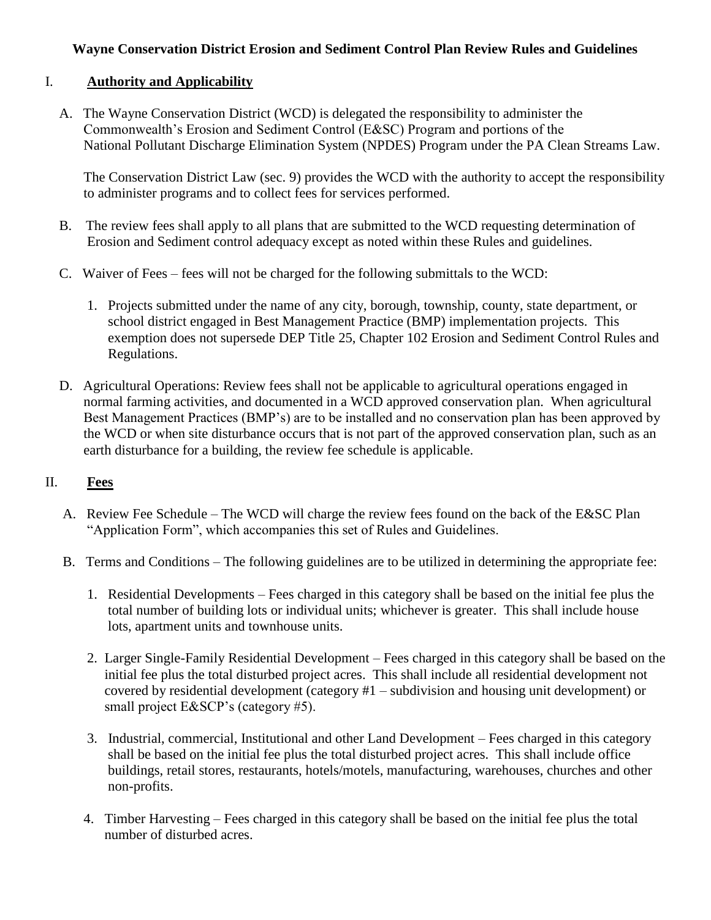**Wayne Conservation District Erosion and Sediment Control Plan Review Rules and Guidelines**

## I. Authority and Applicability

A. The Wayne Conservation District (WCD) is delegated the responsibility to administer the Commonwealth's Erosion and Sediment Control (E&SC) Program and portions of the National Pollutant Discharge Elimination System (NPDES) Program under the PA Clean Streams Law.

The Conservation District Law (sec. 9) provides the WCD with the authority to accept the responsibility to administer programs and to collect fees for services performed.

B. The review fees shall apply to all plans that are submitted to the WCD requesting determination of Erosion and Sediment control adequacy except as noted within these Rules and guidelines.

C. Waiver of Fees – fees will not be charged for the following submittals to the WCD:

1. Projects submitted under the name of any city, borough, township, county, state department, or school district engaged in Best Management Practice (BMP) implementation projects. This exemption does not supersede DEP Title 25, Chapter 102 Erosion and Sediment Control Rules and Regulations.

D. Agricultural Operations: Review fees shall not be applicable to agricultural operations engaged in normal farming activities, and documented in a WCD approved conservation plan. When agricultural Best Management Practices (BMP's) are to be installed and no conservation plan has been approved by the WCD or when site disturbance occurs that is not part of the approved conservation plan, such as an earth disturbance for a building, the review fee schedule is applicable.

## II. Fees

A. Review Fee Schedule – The WCD will charge the review fees found on the back of the E&SC Plan "Application Form", which accompanies this set of Rules and Guidelines.

B. Terms and Conditions – The following guidelines are to be utilized in determining the appropriate fee:

1. Residential Developments – Fees charged in this category shall be based on the initial fee plus the total number of building lots or individual units; whichever is greater. This shall include house lots, apartment units and townhouse units.

2. Larger Single-Family Residential Development – Fees charged in this category shall be based on the initial fee plus the total disturbed project acres. This shall include all residential development not covered by residential development (category #1 – subdivision and housing unit development) or small project E&SCP's (category #5).

3. Industrial, commercial, Institutional and other Land Development – Fees charged in this category shall be based on the initial fee plus the total disturbed project acres. This shall include office buildings, retail stores, restaurants, hotels/motels, manufacturing, warehouses, churches and other non-profits.

4. Timber Harvesting – Fees charged in this category shall be based on the initial fee plus the total number of disturbed acres.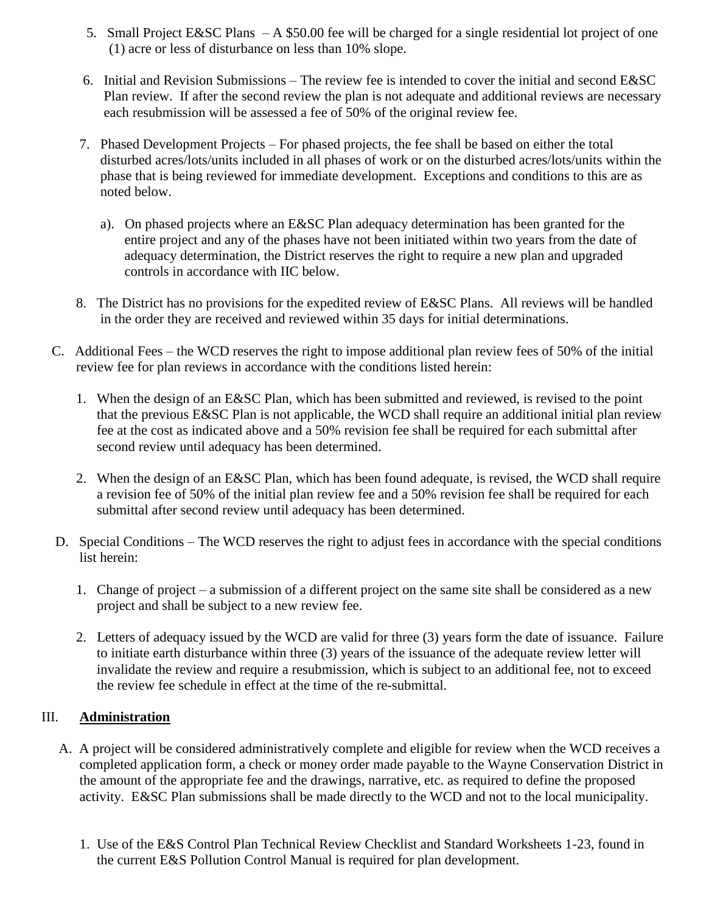5. Small Project E&SC Plans – A $50.00 fee will be charged for a single residential lot project of one (1) acre or less of disturbance on less than 10% slope.

6. Initial and Revision Submissions – The review fee is intended to cover the initial and second E&SC Plan review. If after the second review the plan is not adequate and additional reviews are necessary each resubmission will be assessed a fee of 50% of the original review fee.

7. Phased Development Projects – For phased projects, the fee shall be based on either the total disturbed acres/lots/units included in all phases of work or on the disturbed acres/lots/units within the phase that is being reviewed for immediate development. Exceptions and conditions to this are as noted below.

   a). On phased projects where an E&SC Plan adequacy determination has been granted for the entire project and any of the phases have not been initiated within two years from the date of adequacy determination, the District reserves the right to require a new plan and upgraded controls in accordance with IIC below.

8. The District has no provisions for the expedited review of E&SC Plans. All reviews will be handled in the order they are received and reviewed within 35 days for initial determinations.

C. Additional Fees – the WCD reserves the right to impose additional plan review fees of 50% of the initial review fee for plan reviews in accordance with the conditions listed herein:

   1. When the design of an E&SC Plan, which has been submitted and reviewed, is revised to the point that the previous E&SC Plan is not applicable, the WCD shall require an additional initial plan review fee at the cost as indicated above and a 50% revision fee shall be required for each submittal after second review until adequacy has been determined.

   2. When the design of an E&SC Plan, which has been found adequate, is revised, the WCD shall require a revision fee of 50% of the initial plan review fee and a 50% revision fee shall be required for each submittal after second review until adequacy has been determined.

D. Special Conditions – The WCD reserves the right to adjust fees in accordance with the special conditions list herein:

   1. Change of project – a submission of a different project on the same site shall be considered as a new project and shall be subject to a new review fee.

   2. Letters of adequacy issued by the WCD are valid for three (3) years form the date of issuance. Failure to initiate earth disturbance within three (3) years of the issuance of the adequate review letter will invalidate the review and require a resubmission, which is subject to an additional fee, not to exceed the review fee schedule in effect at the time of the re-submittal.

## III. **Administration**

A. A project will be considered administratively complete and eligible for review when the WCD receives a completed application form, a check or money order made payable to the Wayne Conservation District in the amount of the appropriate fee and the drawings, narrative, etc. as required to define the proposed activity. E&SC Plan submissions shall be made directly to the WCD and not to the local municipality.

   1. Use of the E&S Control Plan Technical Review Checklist and Standard Worksheets 1-23, found in the current E&S Pollution Control Manual is required for plan development.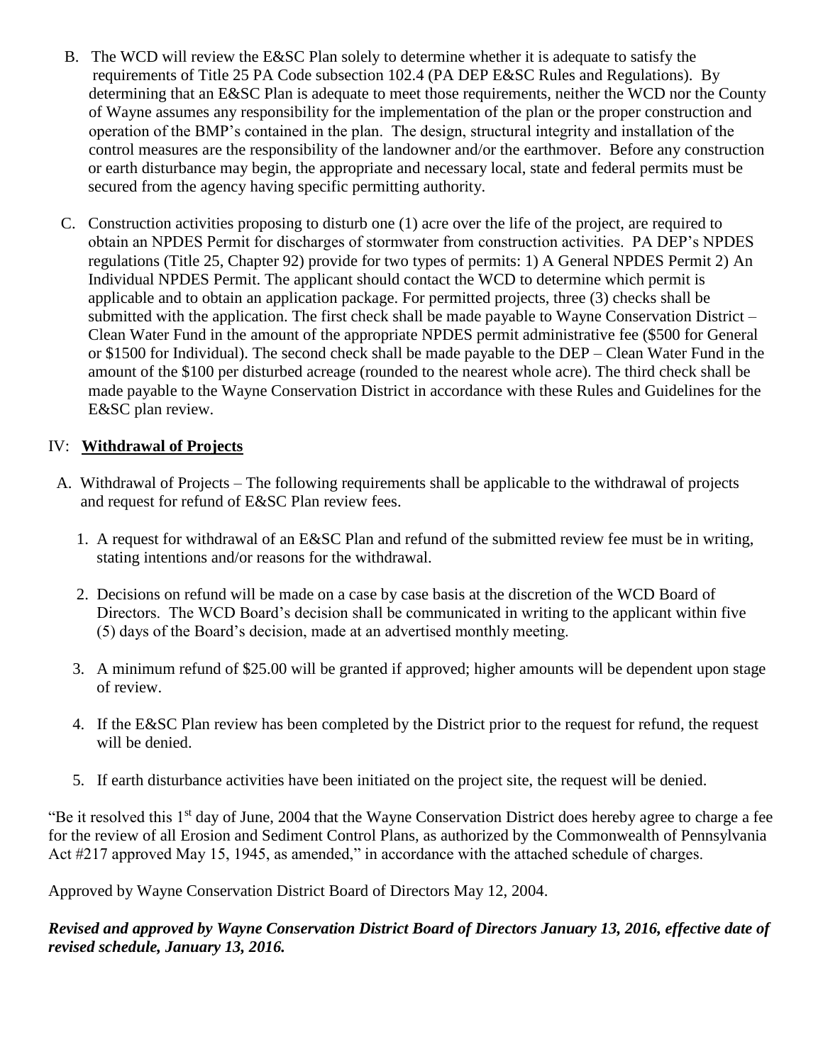B. The WCD will review the E&SC Plan solely to determine whether it is adequate to satisfy the requirements of Title 25 PA Code subsection 102.4 (PA DEP E&SC Rules and Regulations). By determining that an E&SC Plan is adequate to meet those requirements, neither the WCD nor the County of Wayne assumes any responsibility for the implementation of the plan or the proper construction and operation of the BMP's contained in the plan. The design, structural integrity and installation of the control measures are the responsibility of the landowner and/or the earthmover. Before any construction or earth disturbance may begin, the appropriate and necessary local, state and federal permits must be secured from the agency having specific permitting authority.

C. Construction activities proposing to disturb one (1) acre over the life of the project, are required to obtain an NPDES Permit for discharges of stormwater from construction activities. PA DEP's NPDES regulations (Title 25, Chapter 92) provide for two types of permits: 1) A General NPDES Permit 2) An Individual NPDES Permit. The applicant should contact the WCD to determine which permit is applicable and to obtain an application package. For permitted projects, three (3) checks shall be submitted with the application. The first check shall be made payable to Wayne Conservation District – Clean Water Fund in the amount of the appropriate NPDES permit administrative fee ($500 for General or $1500 for Individual). The second check shall be made payable to the DEP – Clean Water Fund in the amount of the $100 per disturbed acreage (rounded to the nearest whole acre). The third check shall be made payable to the Wayne Conservation District in accordance with these Rules and Guidelines for the E&SC plan review.

## IV: **Withdrawal of Projects**

A. Withdrawal of Projects – The following requirements shall be applicable to the withdrawal of projects and request for refund of E&SC Plan review fees.

1. A request for withdrawal of an E&SC Plan and refund of the submitted review fee must be in writing, stating intentions and/or reasons for the withdrawal.
2. Decisions on refund will be made on a case by case basis at the discretion of the WCD Board of Directors. The WCD Board's decision shall be communicated in writing to the applicant within five (5) days of the Board's decision, made at an advertised monthly meeting.
3. A minimum refund of $25.00 will be granted if approved; higher amounts will be dependent upon stage of review.
4. If the E&SC Plan review has been completed by the District prior to the request for refund, the request will be denied.
5. If earth disturbance activities have been initiated on the project site, the request will be denied.

"Be it resolved this 1st day of June, 2004 that the Wayne Conservation District does hereby agree to charge a fee for the review of all Erosion and Sediment Control Plans, as authorized by the Commonwealth of Pennsylvania Act #217 approved May 15, 1945, as amended," in accordance with the attached schedule of charges.

Approved by Wayne Conservation District Board of Directors May 12, 2004.

***Revised and approved by Wayne Conservation District Board of Directors January 13, 2016, effective date of revised schedule, January 13, 2016.***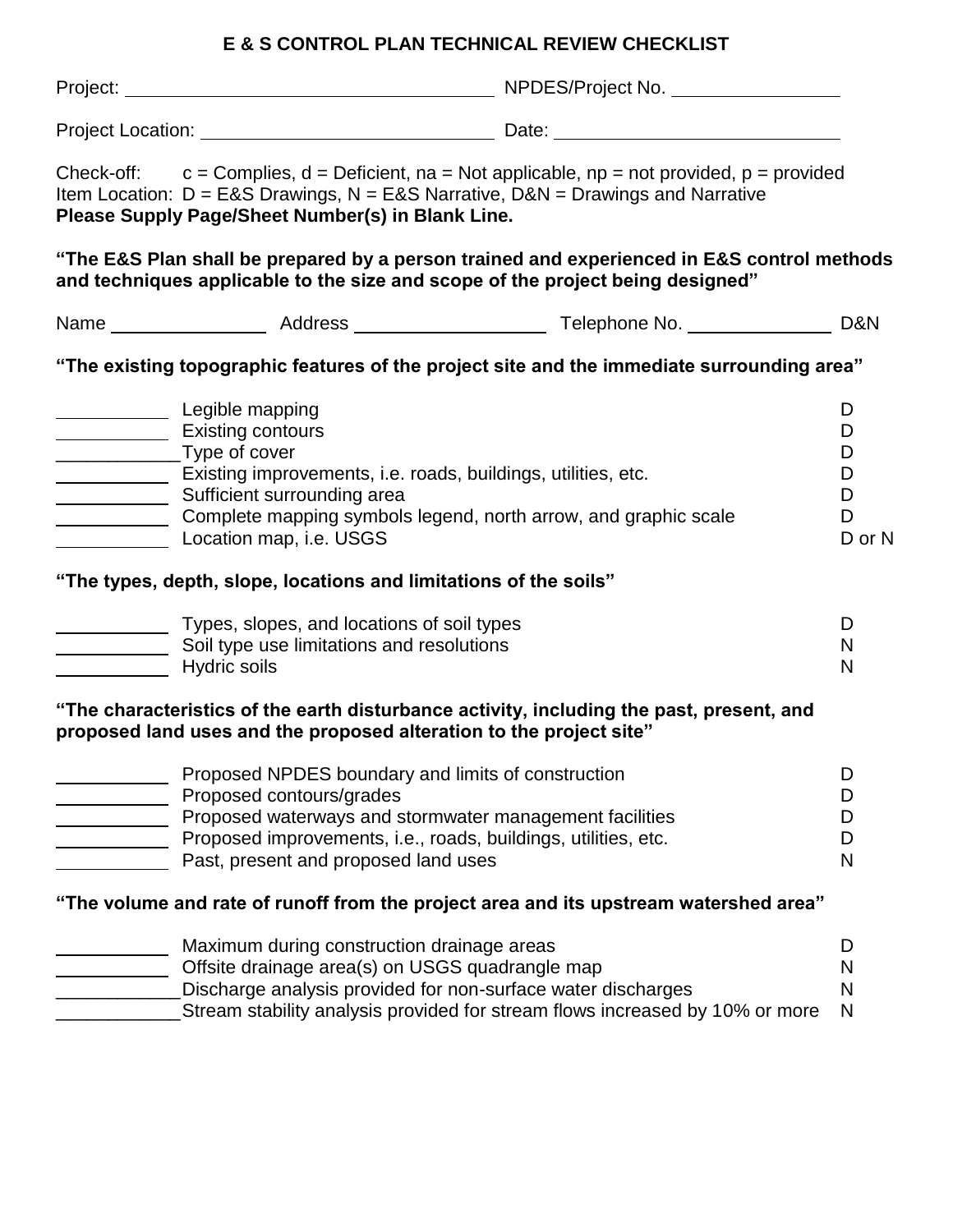# E & S CONTROL PLAN TECHNICAL REVIEW CHECKLIST

Project: ______________________________ NPDES/Project No. ______________

Project Location: ________________________ Date: ________________________

Check-off: c = Complies, d = Deficient, na = Not applicable, np = not provided, p = provided
Item Location: D = E&S Drawings, N = E&S Narrative, D&N = Drawings and Narrative
**Please Supply Page/Sheet Number(s) in Blank Line.**

**"The E&S Plan shall be prepared by a person trained and experienced in E&S control methods and techniques applicable to the size and scope of the project being designed"**

Name ______________ Address ________________ Telephone No. ____________ D&N

**"The existing topographic features of the project site and the immediate surrounding area"**

| Check-off | Item | Location |
|---|---|---|
| ________ | Legible mapping | D |
| ________ | Existing contours | D |
| ________ | Type of cover | D |
| ________ | Existing improvements, i.e. roads, buildings, utilities, etc. | D |
| ________ | Sufficient surrounding area | D |
| ________ | Complete mapping symbols legend, north arrow, and graphic scale | D |
| ________ | Location map, i.e. USGS | D or N |

**"The types, depth, slope, locations and limitations of the soils"**

| Check-off | Item | Location |
|---|---|---|
| ________ | Types, slopes, and locations of soil types | D |
| ________ | Soil type use limitations and resolutions | N |
| ________ | Hydric soils | N |

**"The characteristics of the earth disturbance activity, including the past, present, and proposed land uses and the proposed alteration to the project site"**

| Check-off | Item | Location |
|---|---|---|
| ________ | Proposed NPDES boundary and limits of construction | D |
| ________ | Proposed contours/grades | D |
| ________ | Proposed waterways and stormwater management facilities | D |
| ________ | Proposed improvements, i.e., roads, buildings, utilities, etc. | D |
| ________ | Past, present and proposed land uses | N |

**"The volume and rate of runoff from the project area and its upstream watershed area"**

| Check-off | Item | Location |
|---|---|---|
| ________ | Maximum during construction drainage areas | D |
| ________ | Offsite drainage area(s) on USGS quadrangle map | N |
| ________ | Discharge analysis provided for non-surface water discharges | N |
| ________ | Stream stability analysis provided for stream flows increased by 10% or more | N |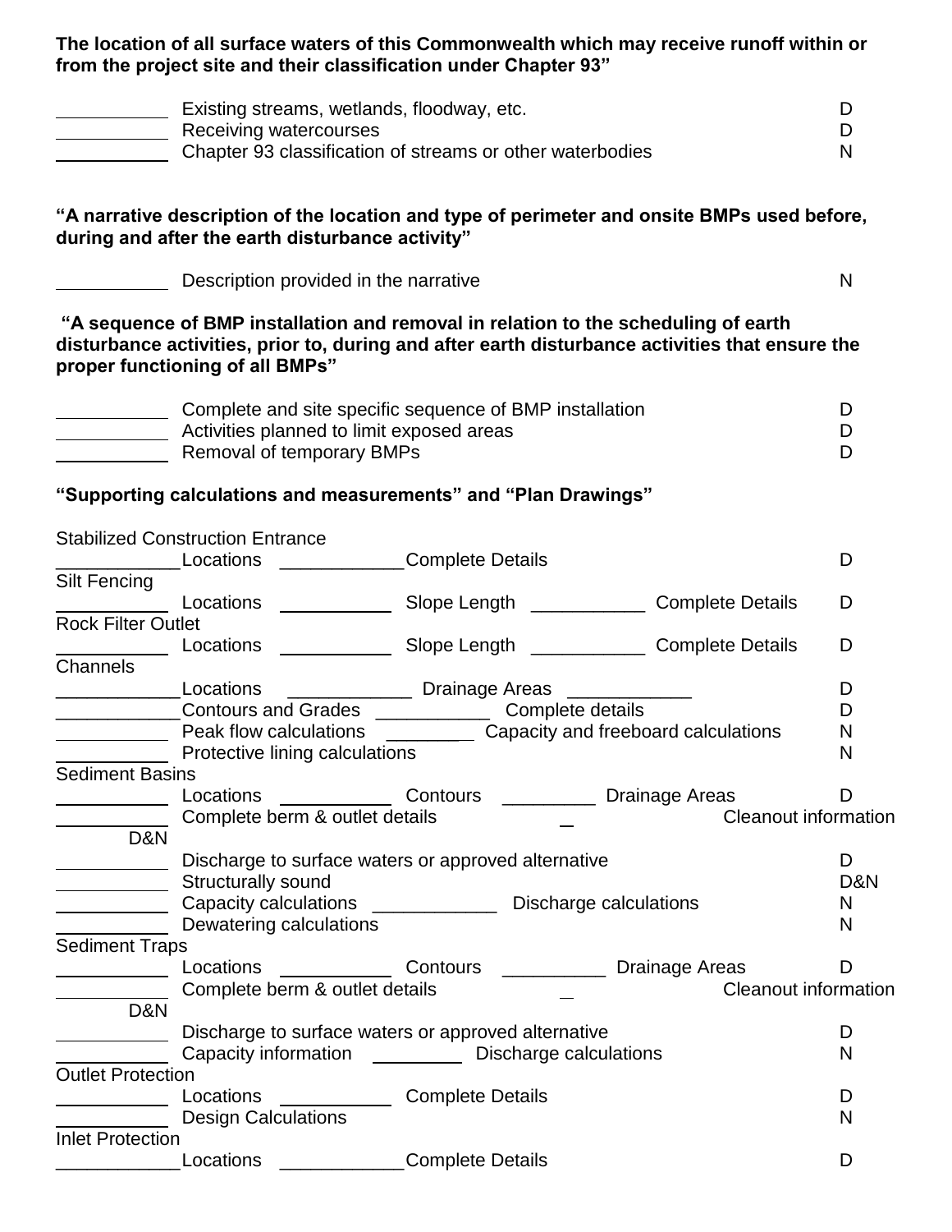**The location of all surface waters of this Commonwealth which may receive runoff within or from the project site and their classification under Chapter 93"**

| | | |
|---|---|---|
| ___________ | Existing streams, wetlands, floodway, etc. | D |
| ___________ | Receiving watercourses | D |
| ___________ | Chapter 93 classification of streams or other waterbodies | N |

**"A narrative description of the location and type of perimeter and onsite BMPs used before, during and after the earth disturbance activity"**

| | | |
|---|---|---|
| ___________ | Description provided in the narrative | N |

**"A sequence of BMP installation and removal in relation to the scheduling of earth disturbance activities, prior to, during and after earth disturbance activities that ensure the proper functioning of all BMPs"**

| | | |
|---|---|---|
| ___________ | Complete and site specific sequence of BMP installation | D |
| ___________ | Activities planned to limit exposed areas | D |
| ___________ | Removal of temporary BMPs | D |

**"Supporting calculations and measurements" and "Plan Drawings"**

Stabilized Construction Entrance

___________ Locations ___________ Complete Details D

Silt Fencing

___________ Locations ___________ Slope Length ___________ Complete Details D

Rock Filter Outlet

___________ Locations ___________ Slope Length ___________ Complete Details D

Channels

___________ Locations ___________ Drainage Areas ___________ D

___________ Contours and Grades ___________ Complete details D

___________ Peak flow calculations ___________ Capacity and freeboard calculations N

___________ Protective lining calculations N

Sediment Basins

___________ Locations ___________ Contours ___________ Drainage Areas D

___________ Complete berm & outlet details _ Cleanout information D&N

___________ Discharge to surface waters or approved alternative D

___________ Structurally sound D&N

___________ Capacity calculations ___________ Discharge calculations N

___________ Dewatering calculations N

Sediment Traps

___________ Locations ___________ Contours ___________ Drainage Areas D

___________ Complete berm & outlet details _ Cleanout information D&N

___________ Discharge to surface waters or approved alternative D

___________ Capacity information ___________ Discharge calculations N

Outlet Protection

___________ Locations ___________ Complete Details D

___________ Design Calculations N

Inlet Protection

___________ Locations ___________ Complete Details D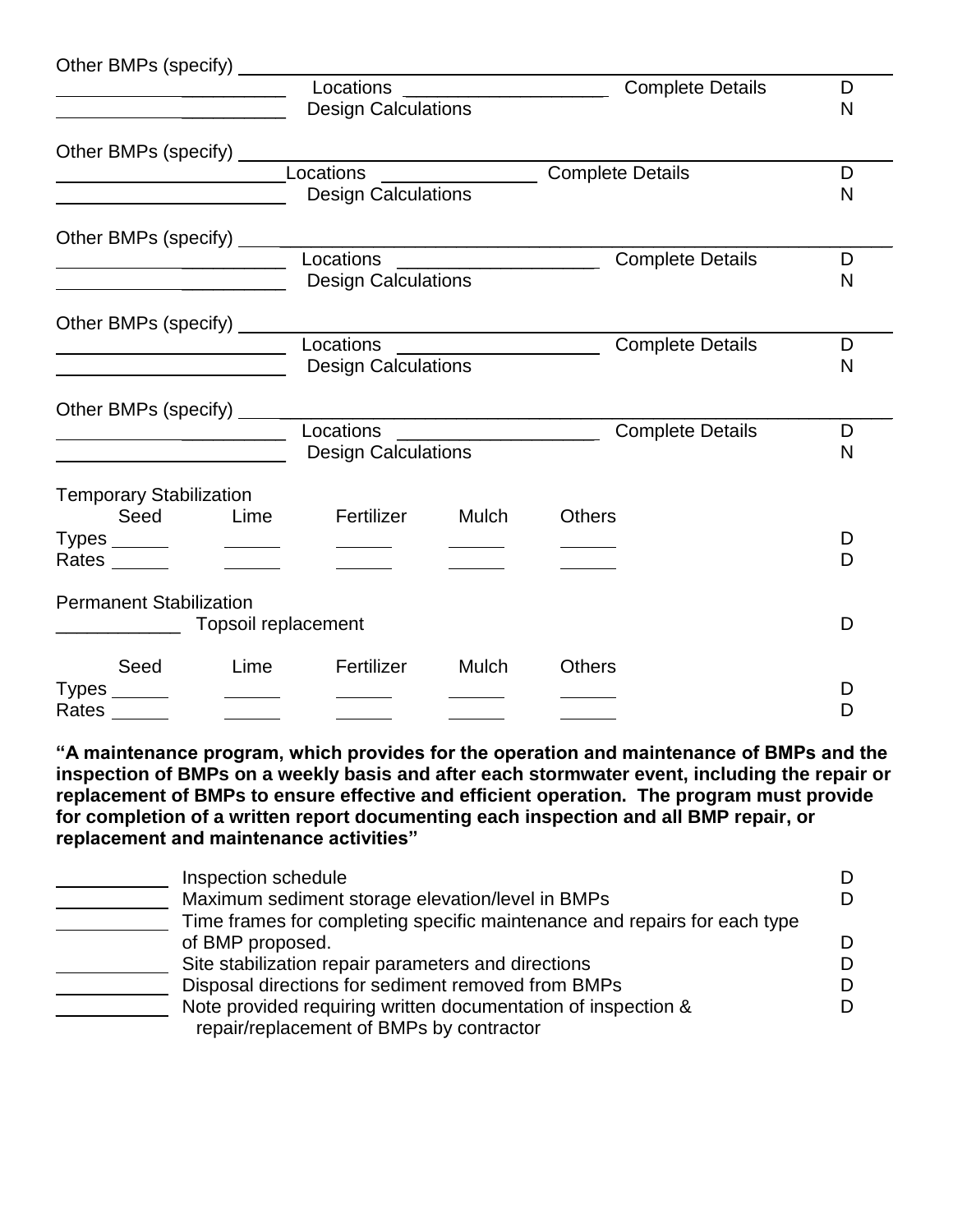Other BMPs (specify) ____________________________________________

__________________ Locations ____________________ Complete Details D

__________________ Design Calculations N

Other BMPs (specify) ____________________________________________

__________________ Locations ____________________ Complete Details D

__________________ Design Calculations N

Other BMPs (specify) ____________________________________________

__________________ Locations ____________________ Complete Details D

__________________ Design Calculations N

Other BMPs (specify) ____________________________________________

__________________ Locations ____________________ Complete Details D

__________________ Design Calculations N

Other BMPs (specify) ____________________________________________

__________________ Locations ____________________ Complete Details D

__________________ Design Calculations N

Temporary Stabilization

| | Seed | Lime | Fertilizer | Mulch | Others | |
|---|---|---|---|---|---|---|
| Types | ______ | ______ | ______ | ______ | ______ | D |
| Rates | ______ | ______ | ______ | ______ | ______ | D |

Permanent Stabilization

____________ Topsoil replacement D

| | Seed | Lime | Fertilizer | Mulch | Others | |
|---|---|---|---|---|---|---|
| Types | ______ | ______ | ______ | ______ | ______ | D |
| Rates | ______ | ______ | ______ | ______ | ______ | D |

**"A maintenance program, which provides for the operation and maintenance of BMPs and the inspection of BMPs on a weekly basis and after each stormwater event, including the repair or replacement of BMPs to ensure effective and efficient operation. The program must provide for completion of a written report documenting each inspection and all BMP repair, or replacement and maintenance activities"**

___________ Inspection schedule D

___________ Maximum sediment storage elevation/level in BMPs D

___________ Time frames for completing specific maintenance and repairs for each type of BMP proposed. D

___________ Site stabilization repair parameters and directions D

___________ Disposal directions for sediment removed from BMPs D

___________ Note provided requiring written documentation of inspection & repair/replacement of BMPs by contractor D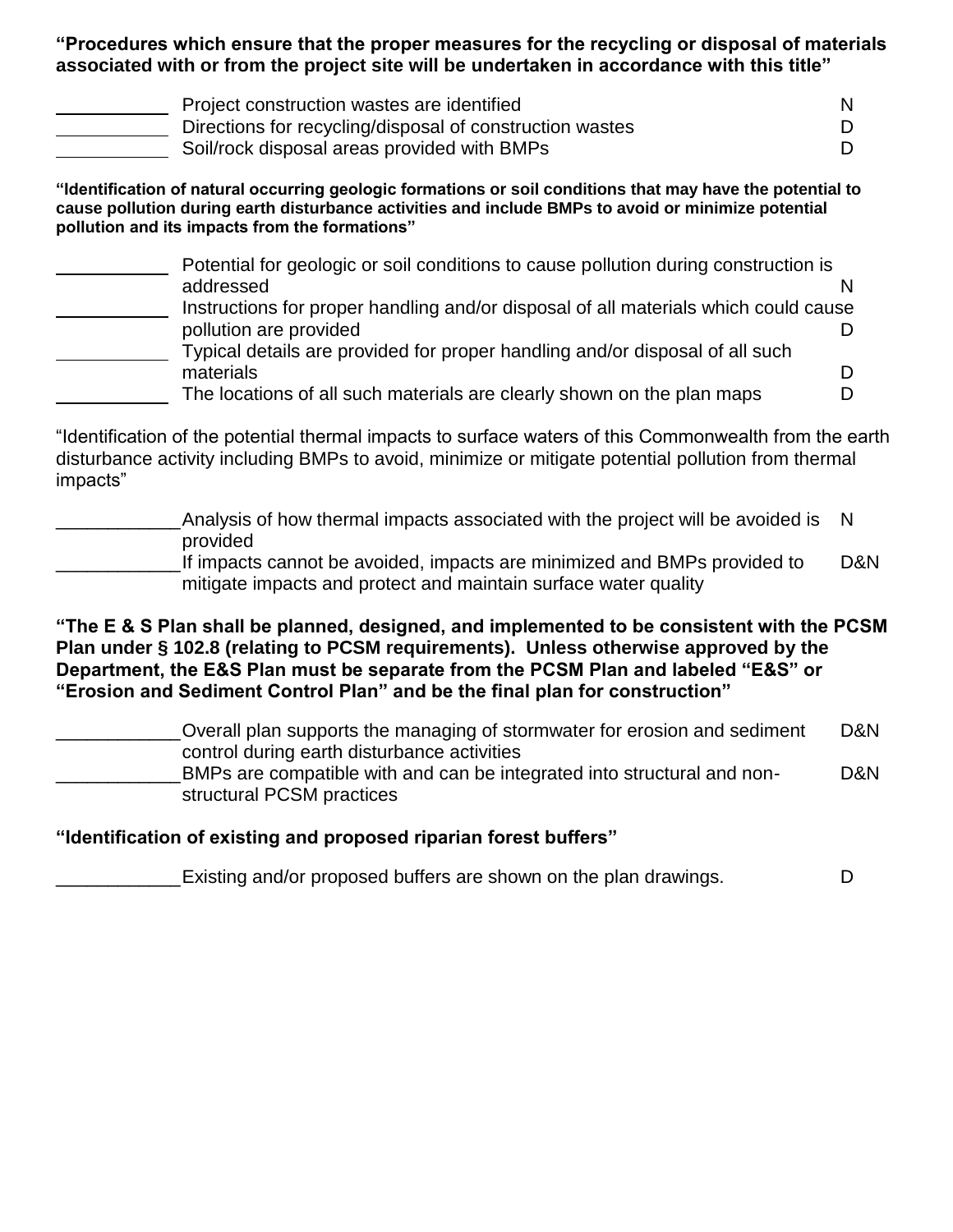**“Procedures which ensure that the proper measures for the recycling or disposal of materials associated with or from the project site will be undertaken in accordance with this title”**

| | | |
|---|---|---|
| ___________ | Project construction wastes are identified | N |
| ___________ | Directions for recycling/disposal of construction wastes | D |
| ___________ | Soil/rock disposal areas provided with BMPs | D |

**“Identification of natural occurring geologic formations or soil conditions that may have the potential to cause pollution during earth disturbance activities and include BMPs to avoid or minimize potential pollution and its impacts from the formations”**

| | | |
|---|---|---|
| ___________ | Potential for geologic or soil conditions to cause pollution during construction is addressed | N |
| ___________ | Instructions for proper handling and/or disposal of all materials which could cause pollution are provided | D |
| ___________ | Typical details are provided for proper handling and/or disposal of all such materials | D |
| ___________ | The locations of all such materials are clearly shown on the plan maps | D |

“Identification of the potential thermal impacts to surface waters of this Commonwealth from the earth disturbance activity including BMPs to avoid, minimize or mitigate potential pollution from thermal impacts”

| | | |
|---|---|---|
| ___________ | Analysis of how thermal impacts associated with the project will be avoided is provided | N |
| ___________ | If impacts cannot be avoided, impacts are minimized and BMPs provided to mitigate impacts and protect and maintain surface water quality | D&N |

**“The E & S Plan shall be planned, designed, and implemented to be consistent with the PCSM Plan under § 102.8 (relating to PCSM requirements). Unless otherwise approved by the Department, the E&S Plan must be separate from the PCSM Plan and labeled “E&S” or “Erosion and Sediment Control Plan” and be the final plan for construction”**

| | | |
|---|---|---|
| ___________ | Overall plan supports the managing of stormwater for erosion and sediment control during earth disturbance activities | D&N |
| ___________ | BMPs are compatible with and can be integrated into structural and non-structural PCSM practices | D&N |

**“Identification of existing and proposed riparian forest buffers”**

| | | |
|---|---|---|
| ___________ | Existing and/or proposed buffers are shown on the plan drawings. | D |